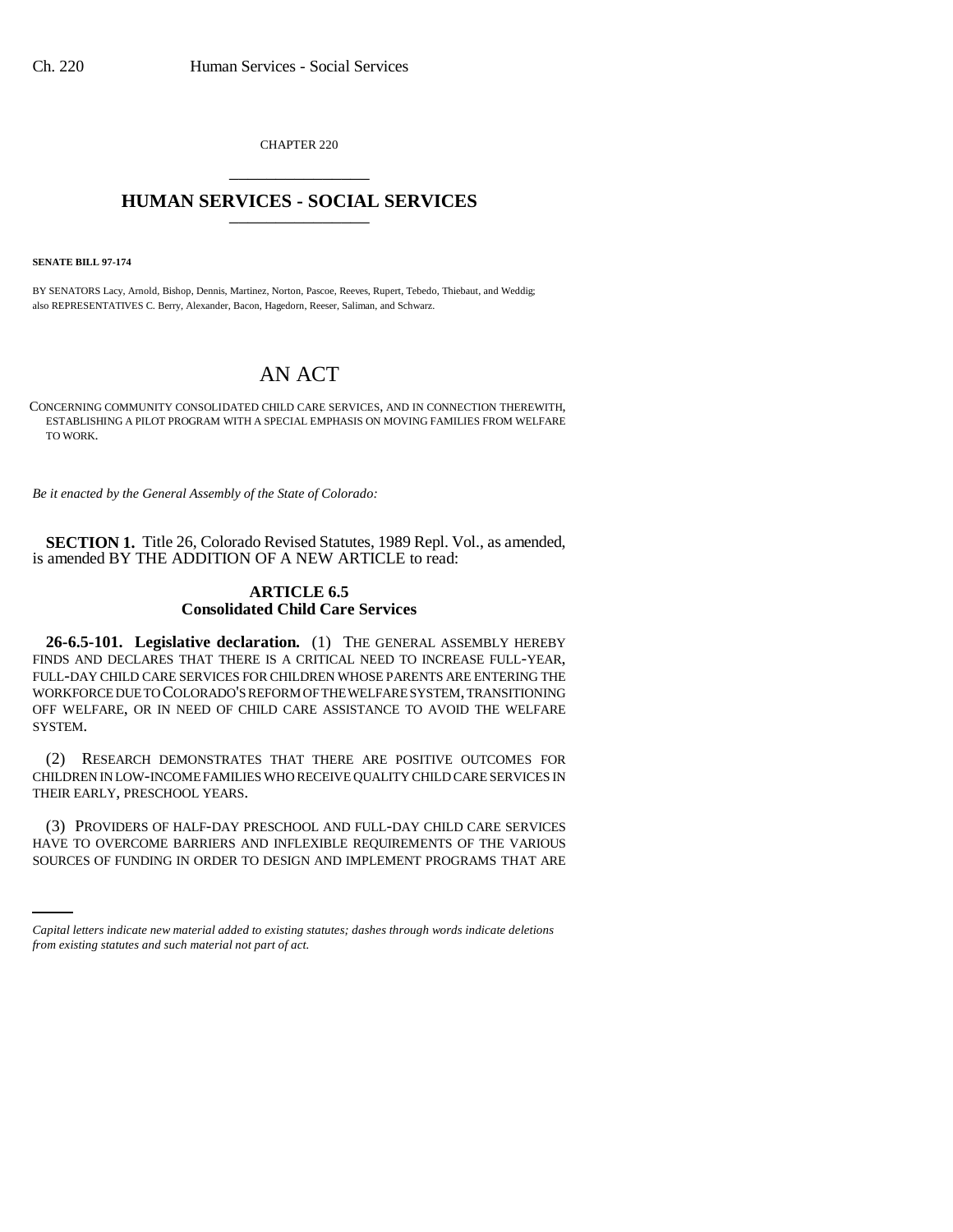CHAPTER 220

# HUMAN SERVICES - SOCIAL SERVICES

**SENATE BILL 97-174**

BY SENATORS Lacy, Arnold, Bishop, Dennis, Martinez, Norton, Pascoe, Reeves, Rupert, Tebedo, Thiebaut, and Weddig; also REPRESENTATIVES C. Berry, Alexander, Bacon, Hagedorn, Reeser, Saliman, and Schwarz.

# AN ACT

CONCERNING COMMUNITY CONSOLIDATED CHILD CARE SERVICES, AND IN CONNECTION THEREWITH, ESTABLISHING A PILOT PROGRAM WITH A SPECIAL EMPHASIS ON MOVING FAMILIES FROM WELFARE TO WORK.

*Be it enacted by the General Assembly of the State of Colorado:*

**SECTION 1.** Title 26, Colorado Revised Statutes, 1989 Repl. Vol., as amended, is amended BY THE ADDITION OF A NEW ARTICLE to read:

**ARTICLE 6.5**
**Consolidated Child Care Services**

**26-6.5-101. Legislative declaration.** (1) THE GENERAL ASSEMBLY HEREBY FINDS AND DECLARES THAT THERE IS A CRITICAL NEED TO INCREASE FULL-YEAR, FULL-DAY CHILD CARE SERVICES FOR CHILDREN WHOSE PARENTS ARE ENTERING THE WORKFORCE DUE TO COLORADO'S REFORM OF THE WELFARE SYSTEM, TRANSITIONING OFF WELFARE, OR IN NEED OF CHILD CARE ASSISTANCE TO AVOID THE WELFARE SYSTEM.

(2) RESEARCH DEMONSTRATES THAT THERE ARE POSITIVE OUTCOMES FOR CHILDREN IN LOW-INCOME FAMILIES WHO RECEIVE QUALITY CHILD CARE SERVICES IN THEIR EARLY, PRESCHOOL YEARS.

(3) PROVIDERS OF HALF-DAY PRESCHOOL AND FULL-DAY CHILD CARE SERVICES HAVE TO OVERCOME BARRIERS AND INFLEXIBLE REQUIREMENTS OF THE VARIOUS SOURCES OF FUNDING IN ORDER TO DESIGN AND IMPLEMENT PROGRAMS THAT ARE

*Capital letters indicate new material added to existing statutes; dashes through words indicate deletions from existing statutes and such material not part of act.*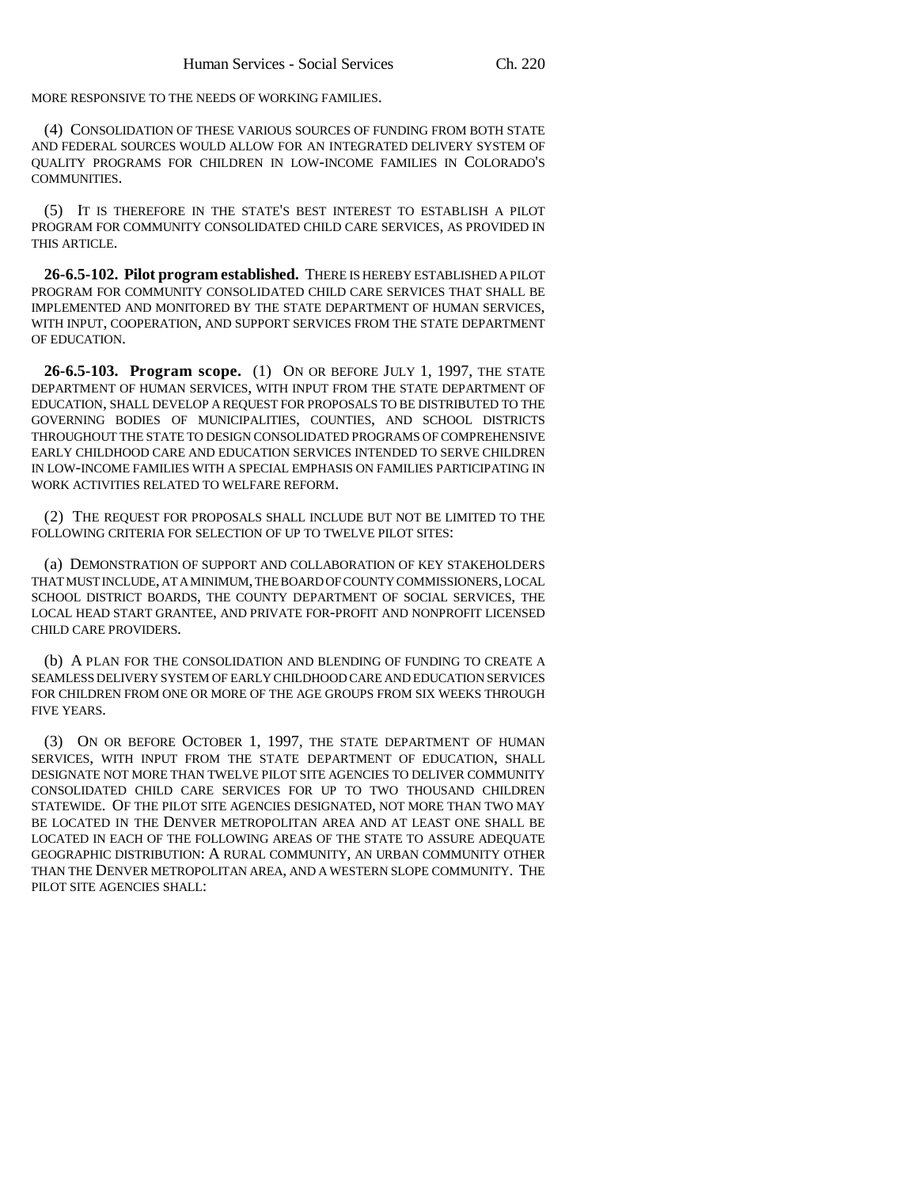MORE RESPONSIVE TO THE NEEDS OF WORKING FAMILIES.

(4) CONSOLIDATION OF THESE VARIOUS SOURCES OF FUNDING FROM BOTH STATE AND FEDERAL SOURCES WOULD ALLOW FOR AN INTEGRATED DELIVERY SYSTEM OF QUALITY PROGRAMS FOR CHILDREN IN LOW-INCOME FAMILIES IN COLORADO'S COMMUNITIES.

(5) IT IS THEREFORE IN THE STATE'S BEST INTEREST TO ESTABLISH A PILOT PROGRAM FOR COMMUNITY CONSOLIDATED CHILD CARE SERVICES, AS PROVIDED IN THIS ARTICLE.

**26-6.5-102. Pilot program established.** THERE IS HEREBY ESTABLISHED A PILOT PROGRAM FOR COMMUNITY CONSOLIDATED CHILD CARE SERVICES THAT SHALL BE IMPLEMENTED AND MONITORED BY THE STATE DEPARTMENT OF HUMAN SERVICES, WITH INPUT, COOPERATION, AND SUPPORT SERVICES FROM THE STATE DEPARTMENT OF EDUCATION.

**26-6.5-103. Program scope.** (1) ON OR BEFORE JULY 1, 1997, THE STATE DEPARTMENT OF HUMAN SERVICES, WITH INPUT FROM THE STATE DEPARTMENT OF EDUCATION, SHALL DEVELOP A REQUEST FOR PROPOSALS TO BE DISTRIBUTED TO THE GOVERNING BODIES OF MUNICIPALITIES, COUNTIES, AND SCHOOL DISTRICTS THROUGHOUT THE STATE TO DESIGN CONSOLIDATED PROGRAMS OF COMPREHENSIVE EARLY CHILDHOOD CARE AND EDUCATION SERVICES INTENDED TO SERVE CHILDREN IN LOW-INCOME FAMILIES WITH A SPECIAL EMPHASIS ON FAMILIES PARTICIPATING IN WORK ACTIVITIES RELATED TO WELFARE REFORM.

(2) THE REQUEST FOR PROPOSALS SHALL INCLUDE BUT NOT BE LIMITED TO THE FOLLOWING CRITERIA FOR SELECTION OF UP TO TWELVE PILOT SITES:

(a) DEMONSTRATION OF SUPPORT AND COLLABORATION OF KEY STAKEHOLDERS THAT MUST INCLUDE, AT A MINIMUM, THE BOARD OF COUNTY COMMISSIONERS, LOCAL SCHOOL DISTRICT BOARDS, THE COUNTY DEPARTMENT OF SOCIAL SERVICES, THE LOCAL HEAD START GRANTEE, AND PRIVATE FOR-PROFIT AND NONPROFIT LICENSED CHILD CARE PROVIDERS.

(b) A PLAN FOR THE CONSOLIDATION AND BLENDING OF FUNDING TO CREATE A SEAMLESS DELIVERY SYSTEM OF EARLY CHILDHOOD CARE AND EDUCATION SERVICES FOR CHILDREN FROM ONE OR MORE OF THE AGE GROUPS FROM SIX WEEKS THROUGH FIVE YEARS.

(3) ON OR BEFORE OCTOBER 1, 1997, THE STATE DEPARTMENT OF HUMAN SERVICES, WITH INPUT FROM THE STATE DEPARTMENT OF EDUCATION, SHALL DESIGNATE NOT MORE THAN TWELVE PILOT SITE AGENCIES TO DELIVER COMMUNITY CONSOLIDATED CHILD CARE SERVICES FOR UP TO TWO THOUSAND CHILDREN STATEWIDE. OF THE PILOT SITE AGENCIES DESIGNATED, NOT MORE THAN TWO MAY BE LOCATED IN THE DENVER METROPOLITAN AREA AND AT LEAST ONE SHALL BE LOCATED IN EACH OF THE FOLLOWING AREAS OF THE STATE TO ASSURE ADEQUATE GEOGRAPHIC DISTRIBUTION: A RURAL COMMUNITY, AN URBAN COMMUNITY OTHER THAN THE DENVER METROPOLITAN AREA, AND A WESTERN SLOPE COMMUNITY. THE PILOT SITE AGENCIES SHALL: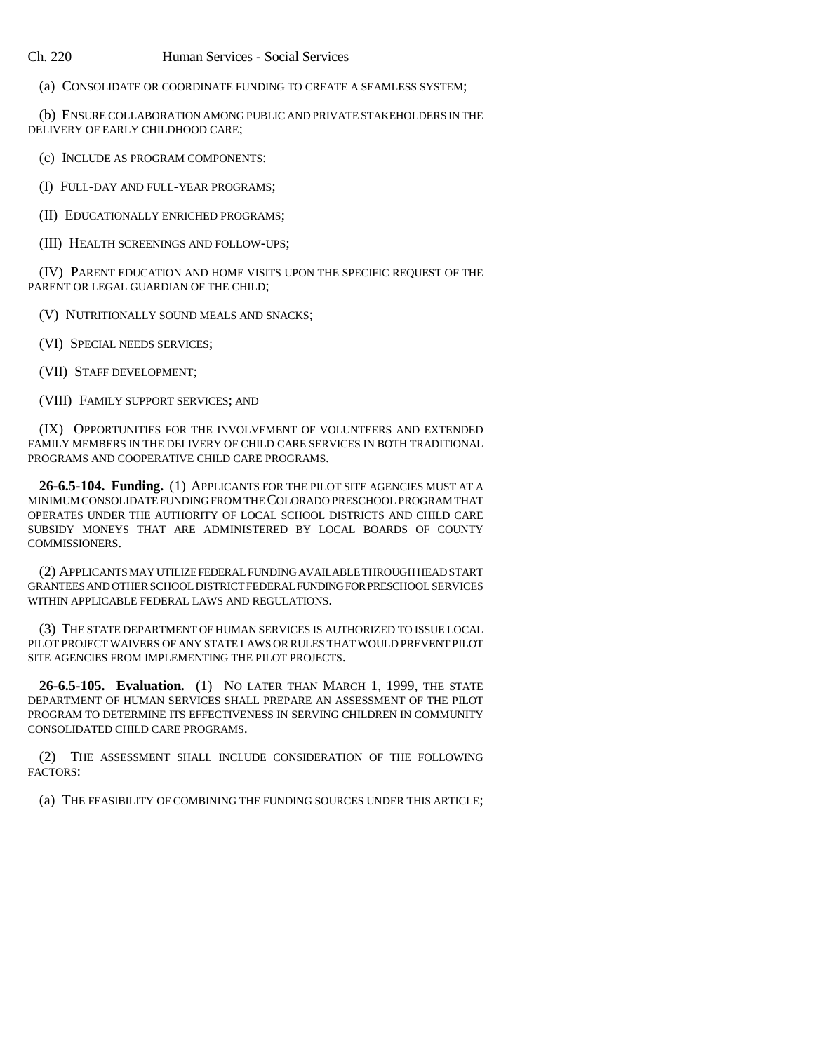(a) CONSOLIDATE OR COORDINATE FUNDING TO CREATE A SEAMLESS SYSTEM;

(b) ENSURE COLLABORATION AMONG PUBLIC AND PRIVATE STAKEHOLDERS IN THE DELIVERY OF EARLY CHILDHOOD CARE;

(c) INCLUDE AS PROGRAM COMPONENTS:

(I) FULL-DAY AND FULL-YEAR PROGRAMS;

(II) EDUCATIONALLY ENRICHED PROGRAMS;

(III) HEALTH SCREENINGS AND FOLLOW-UPS;

(IV) PARENT EDUCATION AND HOME VISITS UPON THE SPECIFIC REQUEST OF THE PARENT OR LEGAL GUARDIAN OF THE CHILD;

(V) NUTRITIONALLY SOUND MEALS AND SNACKS;

(VI) SPECIAL NEEDS SERVICES;

(VII) STAFF DEVELOPMENT;

(VIII) FAMILY SUPPORT SERVICES; AND

(IX) OPPORTUNITIES FOR THE INVOLVEMENT OF VOLUNTEERS AND EXTENDED FAMILY MEMBERS IN THE DELIVERY OF CHILD CARE SERVICES IN BOTH TRADITIONAL PROGRAMS AND COOPERATIVE CHILD CARE PROGRAMS.

**26-6.5-104. Funding.** (1) APPLICANTS FOR THE PILOT SITE AGENCIES MUST AT A MINIMUM CONSOLIDATE FUNDING FROM THE COLORADO PRESCHOOL PROGRAM THAT OPERATES UNDER THE AUTHORITY OF LOCAL SCHOOL DISTRICTS AND CHILD CARE SUBSIDY MONEYS THAT ARE ADMINISTERED BY LOCAL BOARDS OF COUNTY COMMISSIONERS.

(2) APPLICANTS MAY UTILIZE FEDERAL FUNDING AVAILABLE THROUGH HEAD START GRANTEES AND OTHER SCHOOL DISTRICT FEDERAL FUNDING FOR PRESCHOOL SERVICES WITHIN APPLICABLE FEDERAL LAWS AND REGULATIONS.

(3) THE STATE DEPARTMENT OF HUMAN SERVICES IS AUTHORIZED TO ISSUE LOCAL PILOT PROJECT WAIVERS OF ANY STATE LAWS OR RULES THAT WOULD PREVENT PILOT SITE AGENCIES FROM IMPLEMENTING THE PILOT PROJECTS.

**26-6.5-105. Evaluation.** (1) NO LATER THAN MARCH 1, 1999, THE STATE DEPARTMENT OF HUMAN SERVICES SHALL PREPARE AN ASSESSMENT OF THE PILOT PROGRAM TO DETERMINE ITS EFFECTIVENESS IN SERVING CHILDREN IN COMMUNITY CONSOLIDATED CHILD CARE PROGRAMS.

(2) THE ASSESSMENT SHALL INCLUDE CONSIDERATION OF THE FOLLOWING FACTORS:

(a) THE FEASIBILITY OF COMBINING THE FUNDING SOURCES UNDER THIS ARTICLE;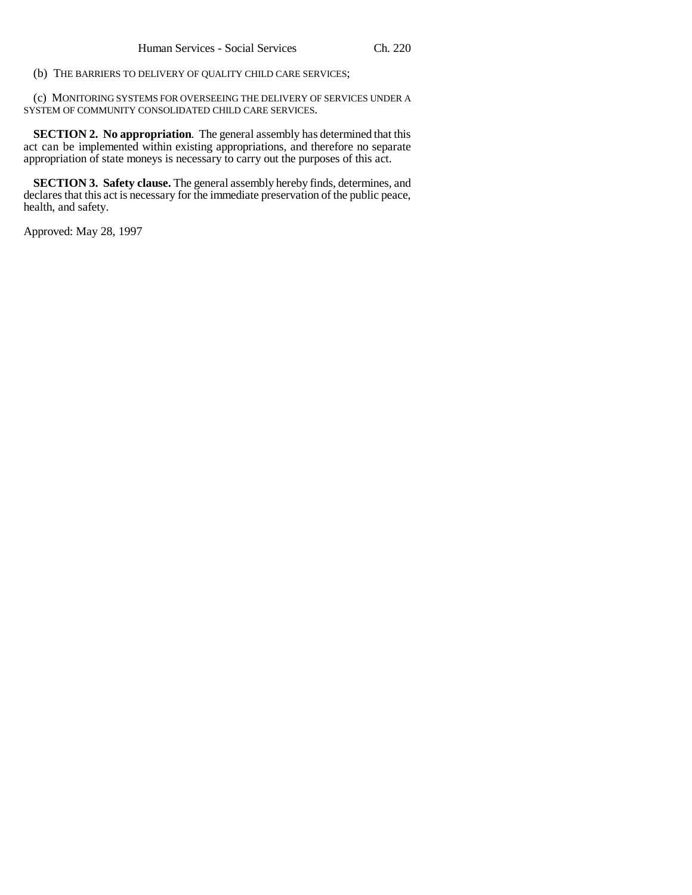(b) THE BARRIERS TO DELIVERY OF QUALITY CHILD CARE SERVICES;

(c) MONITORING SYSTEMS FOR OVERSEEING THE DELIVERY OF SERVICES UNDER A SYSTEM OF COMMUNITY CONSOLIDATED CHILD CARE SERVICES.

**SECTION 2. No appropriation**. The general assembly has determined that this act can be implemented within existing appropriations, and therefore no separate appropriation of state moneys is necessary to carry out the purposes of this act.

**SECTION 3. Safety clause.** The general assembly hereby finds, determines, and declares that this act is necessary for the immediate preservation of the public peace, health, and safety.

Approved: May 28, 1997